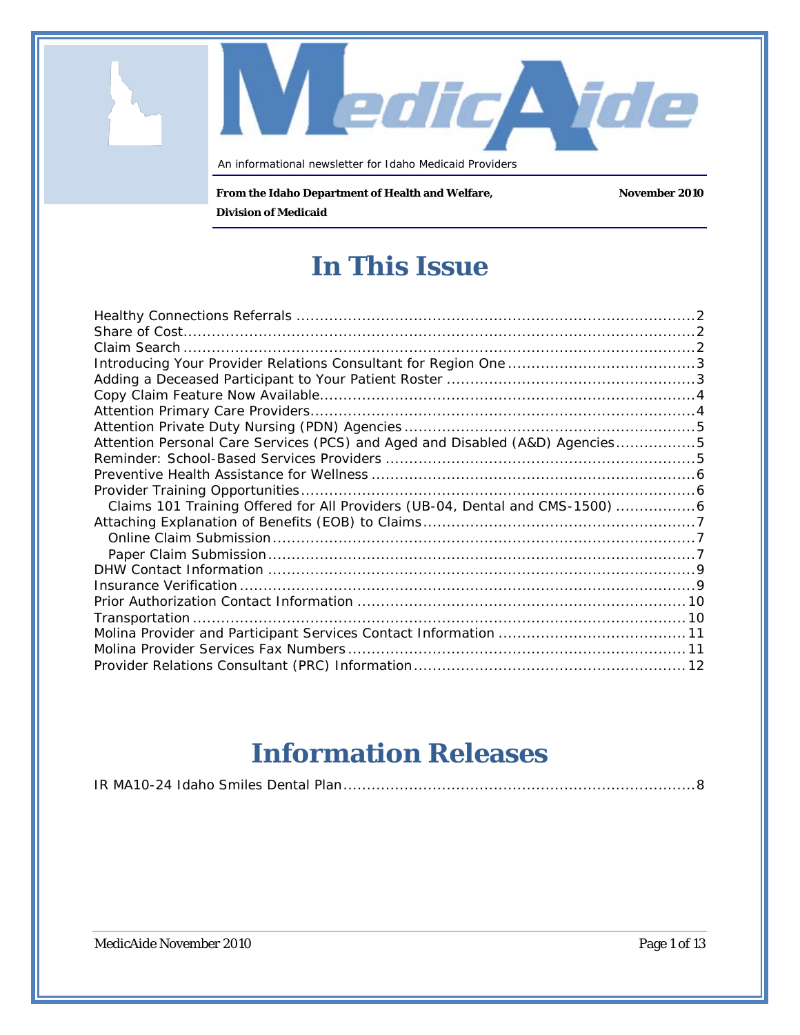# MedicAide

An informational newsletter for Idaho Medicaid Providers

**From the Idaho Department of Health and Welfare, Division of Medicaid** **November 2010**

## In This Issue

- Healthy Connections Referrals ..... 2
- Share of Cost ..... 2
- Claim Search ..... 2
- Introducing Your Provider Relations Consultant for Region One ..... 3
- Adding a Deceased Participant to Your Patient Roster ..... 3
- Copy Claim Feature Now Available ..... 4
- Attention Primary Care Providers ..... 4
- Attention Private Duty Nursing (PDN) Agencies ..... 5
- Attention Personal Care Services (PCS) and Aged and Disabled (A&D) Agencies ..... 5
- Reminder: School-Based Services Providers ..... 5
- Preventive Health Assistance for Wellness ..... 6
- Provider Training Opportunities ..... 6
  - Claims 101 Training Offered for All Providers (UB-04, Dental and CMS-1500) ..... 6
- Attaching Explanation of Benefits (EOB) to Claims ..... 7
  - Online Claim Submission ..... 7
  - Paper Claim Submission ..... 7
- DHW Contact Information ..... 9
- Insurance Verification ..... 9
- Prior Authorization Contact Information ..... 10
- Transportation ..... 10
- Molina Provider and Participant Services Contact Information ..... 11
- Molina Provider Services Fax Numbers ..... 11
- Provider Relations Consultant (PRC) Information ..... 12

## Information Releases

- IR MA10-24 Idaho Smiles Dental Plan ..... 8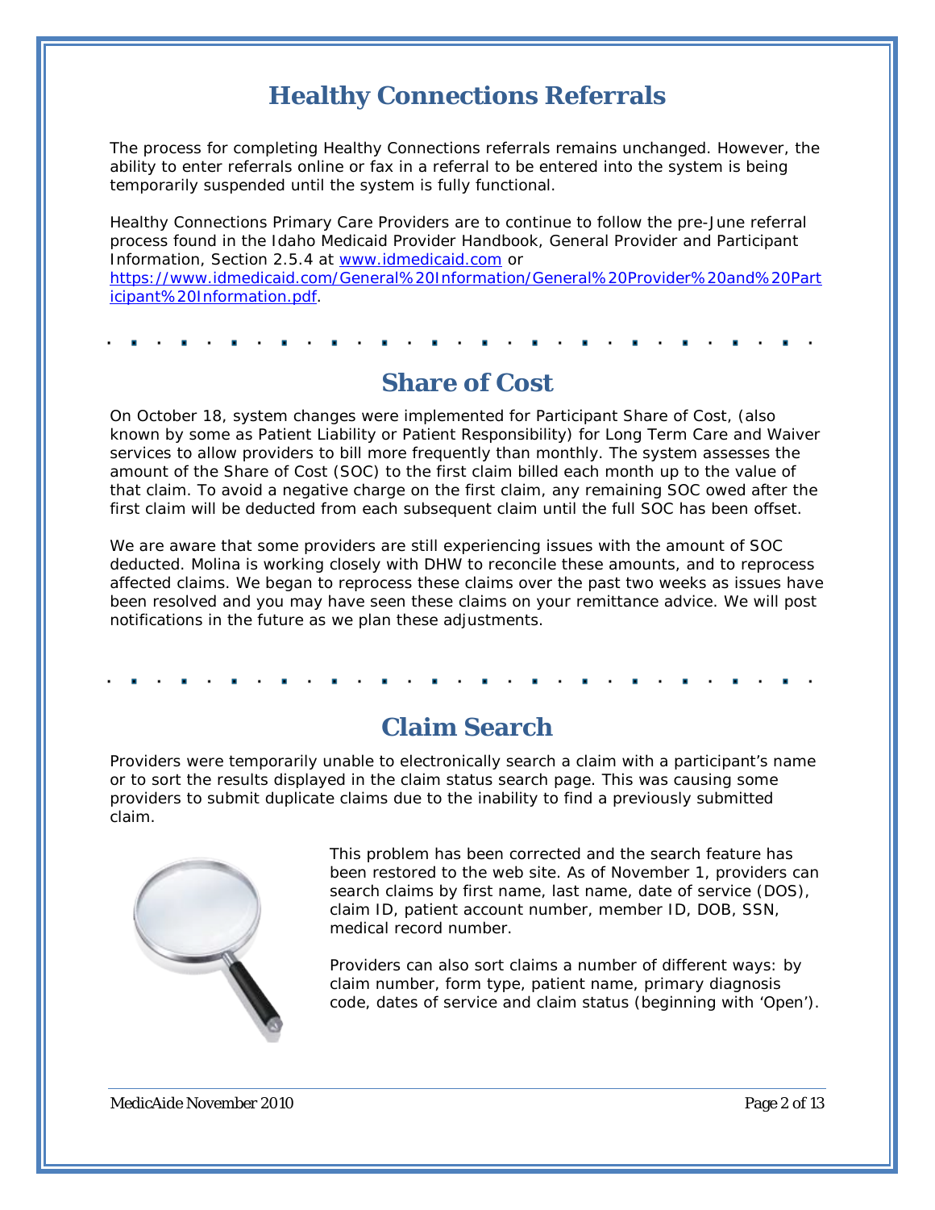## Healthy Connections Referrals

The process for completing Healthy Connections referrals remains unchanged. However, the ability to enter referrals online or fax in a referral to be entered into the system is being temporarily suspended until the system is fully functional.

Healthy Connections Primary Care Providers are to continue to follow the pre-June referral process found in the Idaho Medicaid Provider Handbook, General Provider and Participant Information, Section 2.5.4 at [www.idmedicaid.com](http://www.idmedicaid.com) or [https://www.idmedicaid.com/General%20Information/General%20Provider%20and%20Participant%20Information.pdf](https://www.idmedicaid.com/General%20Information/General%20Provider%20and%20Participant%20Information.pdf).

## Share of Cost

On October 18, system changes were implemented for Participant Share of Cost, (also known by some as Patient Liability or Patient Responsibility) for Long Term Care and Waiver services to allow providers to bill more frequently than monthly. The system assesses the amount of the Share of Cost (SOC) to the first claim billed each month up to the value of that claim. To avoid a negative charge on the first claim, any remaining SOC owed after the first claim will be deducted from each subsequent claim until the full SOC has been offset.

We are aware that some providers are still experiencing issues with the amount of SOC deducted. Molina is working closely with DHW to reconcile these amounts, and to reprocess affected claims. We began to reprocess these claims over the past two weeks as issues have been resolved and you may have seen these claims on your remittance advice. We will post notifications in the future as we plan these adjustments.

## Claim Search

Providers were temporarily unable to electronically search a claim with a participant's name or to sort the results displayed in the claim status search page. This was causing some providers to submit duplicate claims due to the inability to find a previously submitted claim.

This problem has been corrected and the search feature has been restored to the web site. As of November 1, providers can search claims by first name, last name, date of service (DOS), claim ID, patient account number, member ID, DOB, SSN, medical record number.

Providers can also sort claims a number of different ways: by claim number, form type, patient name, primary diagnosis code, dates of service and claim status (beginning with 'Open').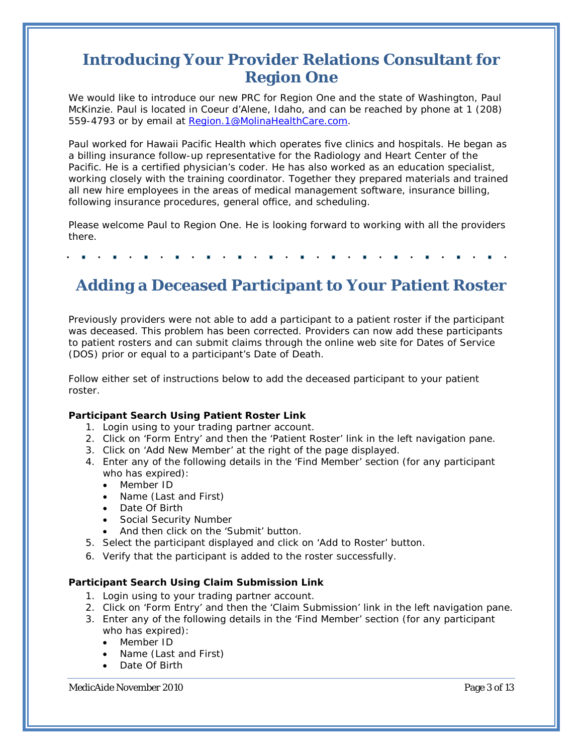## Introducing Your Provider Relations Consultant for Region One

We would like to introduce our new PRC for Region One and the state of Washington, Paul McKinzie. Paul is located in Coeur d'Alene, Idaho, and can be reached by phone at 1 (208) 559-4793 or by email at [Region.1@MolinaHealthCare.com](mailto:Region.1@MolinaHealthCare.com).

Paul worked for Hawaii Pacific Health which operates five clinics and hospitals. He began as a billing insurance follow-up representative for the Radiology and Heart Center of the Pacific. He is a certified physician's coder. He has also worked as an education specialist, working closely with the training coordinator. Together they prepared materials and trained all new hire employees in the areas of medical management software, insurance billing, following insurance procedures, general office, and scheduling.

Please welcome Paul to Region One. He is looking forward to working with all the providers there.

## Adding a Deceased Participant to Your Patient Roster

Previously providers were not able to add a participant to a patient roster if the participant was deceased. This problem has been corrected. Providers can now add these participants to patient rosters and can submit claims through the online web site for Dates of Service (DOS) prior or equal to a participant's Date of Death.

Follow either set of instructions below to add the deceased participant to your patient roster.

**Participant Search Using Patient Roster Link**

1. Login using to your trading partner account.
2. Click on 'Form Entry' and then the 'Patient Roster' link in the left navigation pane.
3. Click on 'Add New Member' at the right of the page displayed.
4. Enter any of the following details in the 'Find Member' section (for any participant who has expired):
   - Member ID
   - Name (Last and First)
   - Date Of Birth
   - Social Security Number
   - And then click on the 'Submit' button.
5. Select the participant displayed and click on 'Add to Roster' button.
6. Verify that the participant is added to the roster successfully.

**Participant Search Using Claim Submission Link**

1. Login using to your trading partner account.
2. Click on 'Form Entry' and then the 'Claim Submission' link in the left navigation pane.
3. Enter any of the following details in the 'Find Member' section (for any participant who has expired):
   - Member ID
   - Name (Last and First)
   - Date Of Birth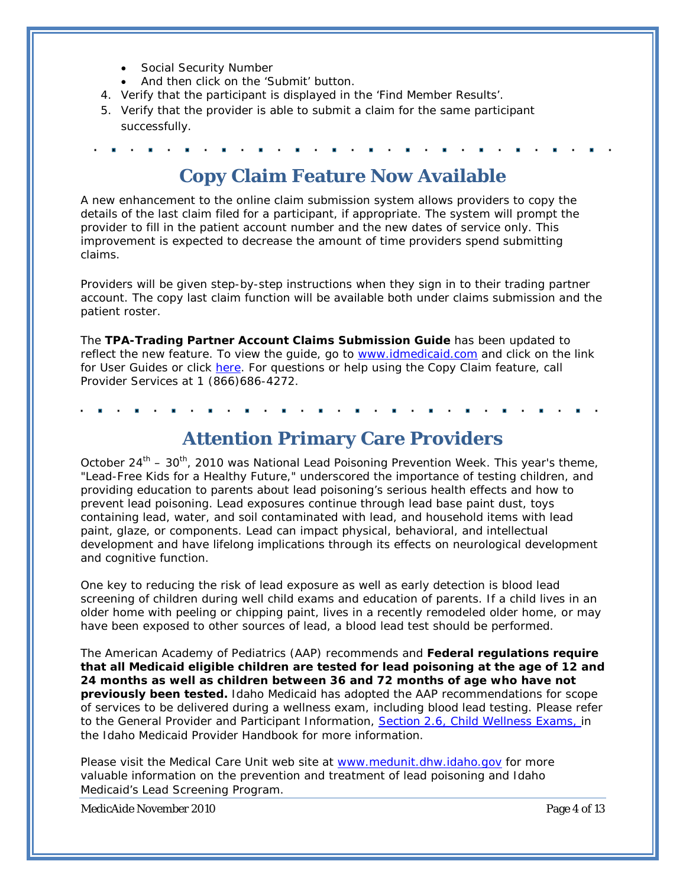- Social Security Number
- And then click on the 'Submit' button.

4. Verify that the participant is displayed in the 'Find Member Results'.
5. Verify that the provider is able to submit a claim for the same participant successfully.

## Copy Claim Feature Now Available

A new enhancement to the online claim submission system allows providers to copy the details of the last claim filed for a participant, if appropriate. The system will prompt the provider to fill in the patient account number and the new dates of service only. This improvement is expected to decrease the amount of time providers spend submitting claims.

Providers will be given step-by-step instructions when they sign in to their trading partner account. The copy last claim function will be available both under claims submission and the patient roster.

The **TPA-Trading Partner Account Claims Submission Guide** has been updated to reflect the new feature. To view the guide, go to www.idmedicaid.com and click on the link for User Guides or click here. For questions or help using the Copy Claim feature, call Provider Services at 1 (866)686-4272.

## Attention Primary Care Providers

October 24th – 30th, 2010 was National Lead Poisoning Prevention Week. This year's theme, "Lead-Free Kids for a Healthy Future," underscored the importance of testing children, and providing education to parents about lead poisoning's serious health effects and how to prevent lead poisoning. Lead exposures continue through lead base paint dust, toys containing lead, water, and soil contaminated with lead, and household items with lead paint, glaze, or components. Lead can impact physical, behavioral, and intellectual development and have lifelong implications through its effects on neurological development and cognitive function.

One key to reducing the risk of lead exposure as well as early detection is blood lead screening of children during well child exams and education of parents. If a child lives in an older home with peeling or chipping paint, lives in a recently remodeled older home, or may have been exposed to other sources of lead, a blood lead test should be performed.

The American Academy of Pediatrics (AAP) recommends and **Federal regulations require that all Medicaid eligible children are tested for lead poisoning at the age of 12 and 24 months as well as children between 36 and 72 months of age who have not previously been tested.** Idaho Medicaid has adopted the AAP recommendations for scope of services to be delivered during a wellness exam, including blood lead testing. Please refer to the General Provider and Participant Information, Section 2.6, Child Wellness Exams, in the Idaho Medicaid Provider Handbook for more information.

Please visit the Medical Care Unit web site at www.medunit.dhw.idaho.gov for more valuable information on the prevention and treatment of lead poisoning and Idaho Medicaid's Lead Screening Program.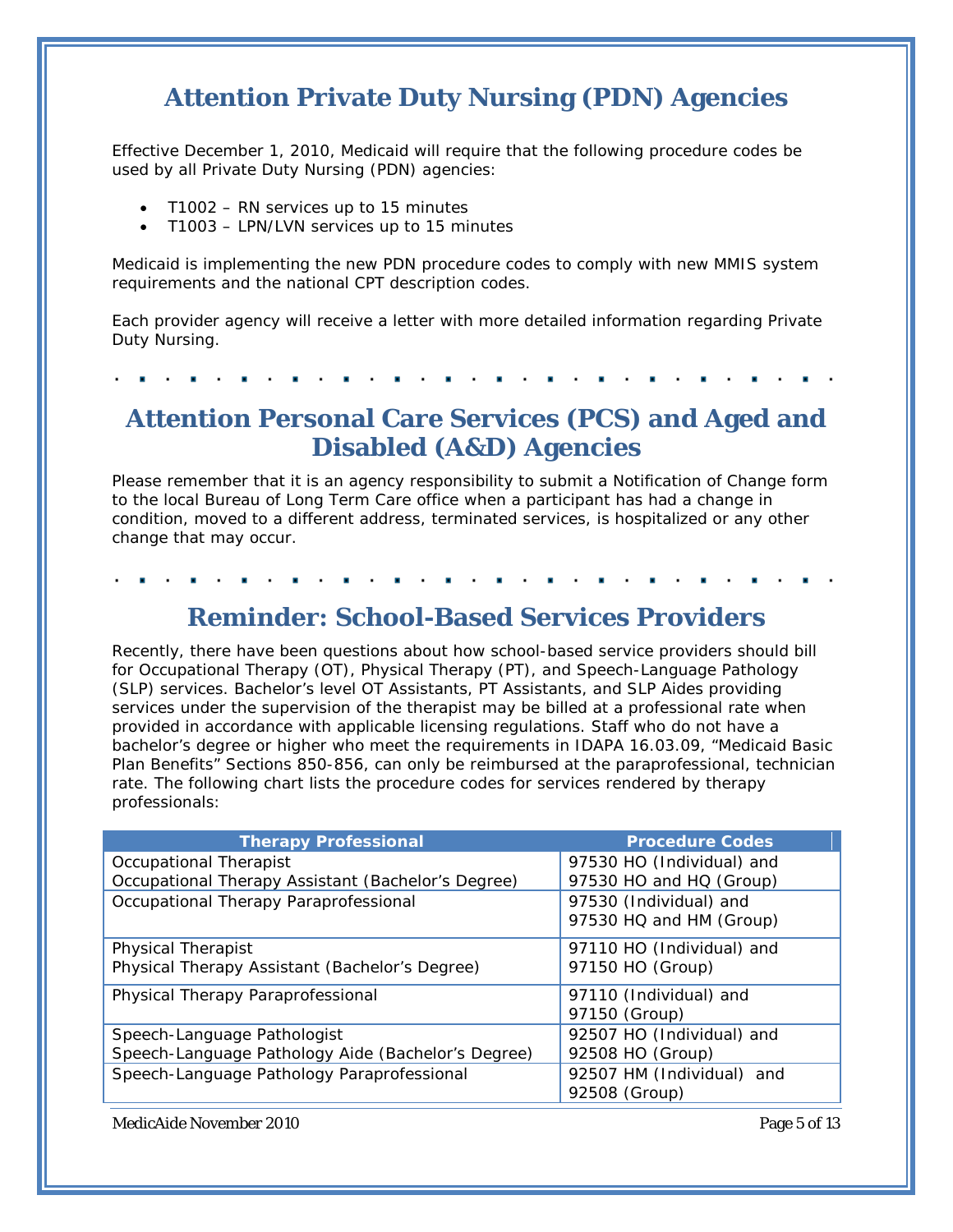## Attention Private Duty Nursing (PDN) Agencies

Effective December 1, 2010, Medicaid will require that the following procedure codes be used by all Private Duty Nursing (PDN) agencies:

- T1002 – RN services up to 15 minutes
- T1003 – LPN/LVN services up to 15 minutes

Medicaid is implementing the new PDN procedure codes to comply with new MMIS system requirements and the national CPT description codes.

Each provider agency will receive a letter with more detailed information regarding Private Duty Nursing.

## Attention Personal Care Services (PCS) and Aged and Disabled (A&D) Agencies

Please remember that it is an agency responsibility to submit a Notification of Change form to the local Bureau of Long Term Care office when a participant has had a change in condition, moved to a different address, terminated services, is hospitalized or any other change that may occur.

## Reminder: School-Based Services Providers

Recently, there have been questions about how school-based service providers should bill for Occupational Therapy (OT), Physical Therapy (PT), and Speech-Language Pathology (SLP) services. Bachelor's level OT Assistants, PT Assistants, and SLP Aides providing services under the supervision of the therapist may be billed at a professional rate when provided in accordance with applicable licensing regulations. Staff who do not have a bachelor's degree or higher who meet the requirements in IDAPA 16.03.09, "Medicaid Basic Plan Benefits" Sections 850-856, can only be reimbursed at the paraprofessional, technician rate. The following chart lists the procedure codes for services rendered by therapy professionals:

| Therapy Professional | Procedure Codes |
|---|---|
| Occupational Therapist<br>Occupational Therapy Assistant (Bachelor's Degree) | 97530 HO (Individual) and<br>97530 HO and HQ (Group) |
| Occupational Therapy Paraprofessional | 97530 (Individual) and<br>97530 HQ and HM (Group) |
| Physical Therapist<br>Physical Therapy Assistant (Bachelor's Degree) | 97110 HO (Individual) and<br>97150 HO (Group) |
| Physical Therapy Paraprofessional | 97110 (Individual) and<br>97150 (Group) |
| Speech-Language Pathologist<br>Speech-Language Pathology Aide (Bachelor's Degree) | 92507 HO (Individual) and<br>92508 HO (Group) |
| Speech-Language Pathology Paraprofessional | 92507 HM (Individual) and<br>92508 (Group) |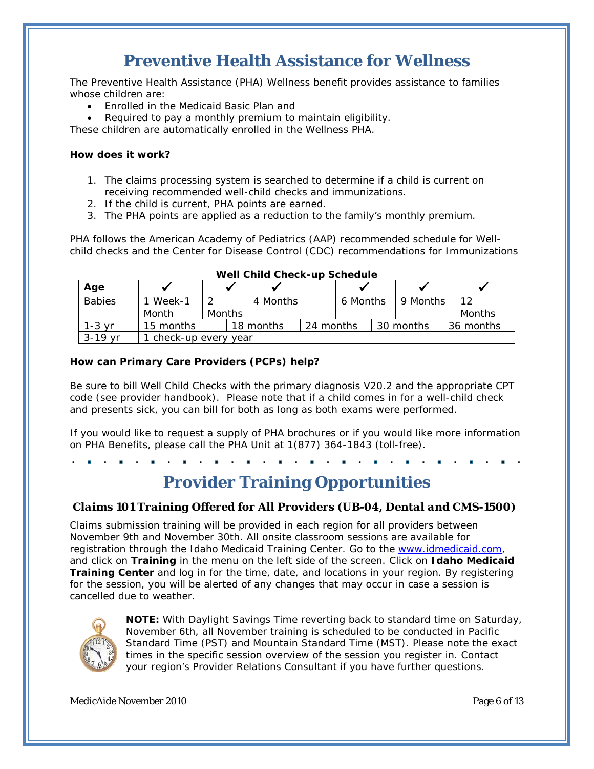# Preventive Health Assistance for Wellness

The Preventive Health Assistance (PHA) Wellness benefit provides assistance to families whose children are:

- Enrolled in the Medicaid Basic Plan and
- Required to pay a monthly premium to maintain eligibility.

These children are automatically enrolled in the Wellness PHA.

**How does it work?**

1. The claims processing system is searched to determine if a child is current on receiving recommended well-child checks and immunizations.
2. If the child is current, PHA points are earned.
3. The PHA points are applied as a reduction to the family's monthly premium.

PHA follows the American Academy of Pediatrics (AAP) recommended schedule for Well-child checks and the Center for Disease Control (CDC) recommendations for Immunizations

**Well Child Check-up Schedule**

| Age | ✔ | ✔ | ✔ | ✔ | ✔ | ✔ |
|---|---|---|---|---|---|---|
| Babies | 1 Week-1 Month | 2 Months | 4 Months | 6 Months | 9 Months | 12 Months |
| 1-3 yr | 15 months | 18 months | 24 months | 30 months | 36 months | |
| 3-19 yr | 1 check-up every year | | | | | |

**How can Primary Care Providers (PCPs) help?**

Be sure to bill Well Child Checks with the primary diagnosis V20.2 and the appropriate CPT code (see provider handbook). Please note that if a child comes in for a well-child check and presents sick, you can bill for both as long as both exams were performed.

If you would like to request a supply of PHA brochures or if you would like more information on PHA Benefits, please call the PHA Unit at 1(877) 364-1843 (toll-free).

# Provider Training Opportunities

### *Claims 101 Training Offered for All Providers (UB-04, Dental and CMS-1500)*

Claims submission training will be provided in each region for all providers between November 9th and November 30th. All onsite classroom sessions are available for registration through the Idaho Medicaid Training Center. Go to the www.idmedicaid.com, and click on **Training** in the menu on the left side of the screen. Click on **Idaho Medicaid Training Center** and log in for the time, date, and locations in your region. By registering for the session, you will be alerted of any changes that may occur in case a session is cancelled due to weather.

**NOTE:** With Daylight Savings Time reverting back to standard time on Saturday, November 6th, all November training is scheduled to be conducted in Pacific Standard Time (PST) and Mountain Standard Time (MST). Please note the exact times in the specific session overview of the session you register in. Contact your region's Provider Relations Consultant if you have further questions.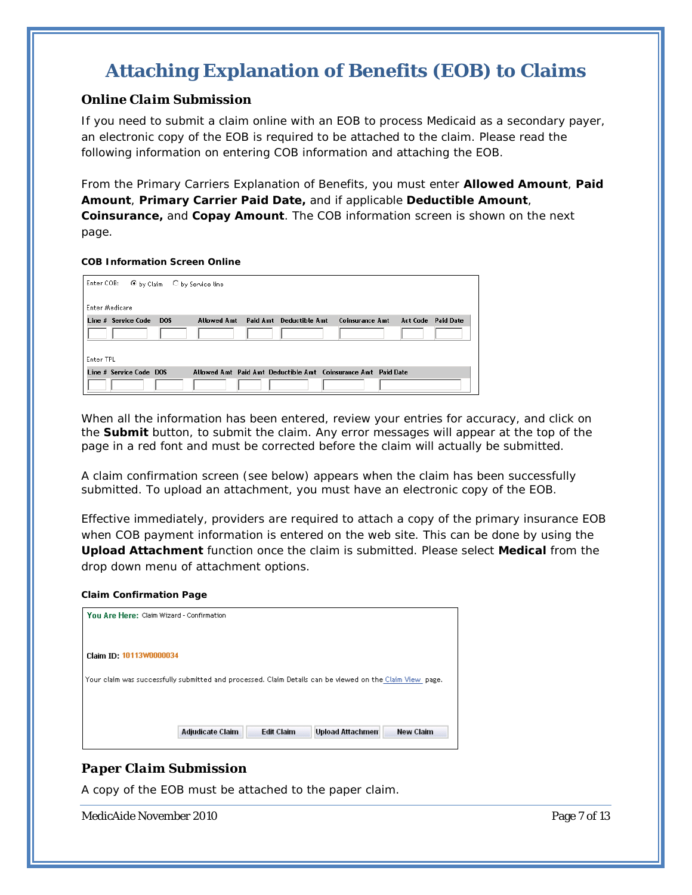# Attaching Explanation of Benefits (EOB) to Claims

## Online Claim Submission

If you need to submit a claim online with an EOB to process Medicaid as a secondary payer, an electronic copy of the EOB is required to be attached to the claim. Please read the following information on entering COB information and attaching the EOB.

From the Primary Carriers Explanation of Benefits, you must enter **Allowed Amount**, **Paid Amount**, **Primary Carrier Paid Date,** and if applicable **Deductible Amount**, **Coinsurance,** and **Copay Amount**. The COB information screen is shown on the next page.

**COB Information Screen Online**

Enter COB: ◉ by Claim ○ by Service line

Enter Medicare

| Line # | Service Code | DOS | Allowed Amt | Paid Amt | Deductible Amt | Coinsurance Amt | Act Code | Paid Date |
|---|---|---|---|---|---|---|---|---|
| | | | | | | | | |

Enter TPL

| Line # | Service Code | DOS | Allowed Amt | Paid Amt | Deductible Amt | Coinsurance Amt | Paid Date |
|---|---|---|---|---|---|---|---|
| | | | | | | | |

When all the information has been entered, review your entries for accuracy, and click on the **Submit** button, to submit the claim. Any error messages will appear at the top of the page in a red font and must be corrected before the claim will actually be submitted.

A claim confirmation screen (see below) appears when the claim has been successfully submitted. To upload an attachment, you must have an electronic copy of the EOB.

Effective immediately, providers are required to attach a copy of the primary insurance EOB when COB payment information is entered on the web site. This can be done by using the **Upload Attachment** function once the claim is submitted. Please select **Medical** from the drop down menu of attachment options.

**Claim Confirmation Page**

You Are Here: Claim Wizard - Confirmation

Claim ID: 10113W0000034

Your claim was successfully submitted and processed. Claim Details can be viewed on the Claim View page.

[Adjudicate Claim] [Edit Claim] [Upload Attachmen] [New Claim]

## Paper Claim Submission

A copy of the EOB must be attached to the paper claim.

MedicAide November 2010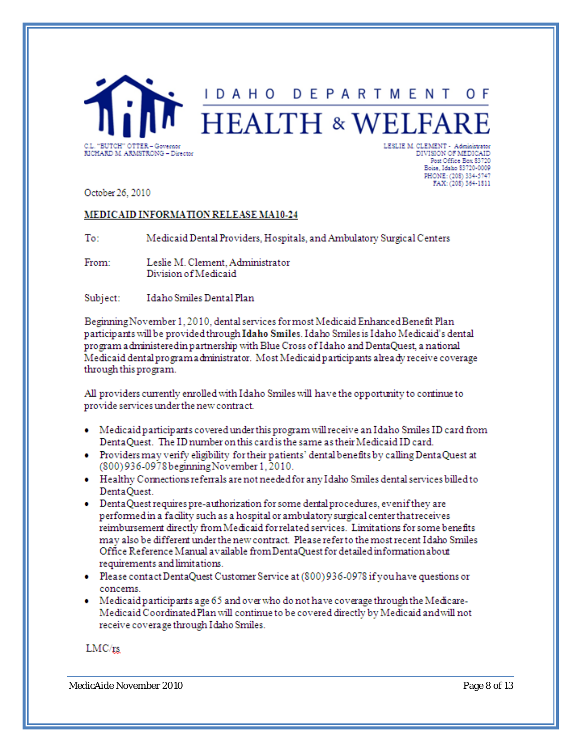IDAHO DEPARTMENT OF

# HEALTH & WELFARE

C.L. "BUTCH" OTTER – Governor
RICHARD M. ARMSTRONG – Director

LESLIE M. CLEMENT - Administrator
DIVISION OF MEDICAID
Post Office Box 83720
Boise, Idaho 83720-0009
PHONE: (208) 334-5747
FAX: (208) 364-1811

October 26, 2010

**MEDICAID INFORMATION RELEASE MA10-24**

To: Medicaid Dental Providers, Hospitals, and Ambulatory Surgical Centers

From: Leslie M. Clement, Administrator
Division of Medicaid

Subject: Idaho Smiles Dental Plan

Beginning November 1, 2010, dental services for most Medicaid Enhanced Benefit Plan participants will be provided through **Idaho Smiles**. Idaho Smiles is Idaho Medicaid's dental program administered in partnership with Blue Cross of Idaho and DentaQuest, a national Medicaid dental program administrator. Most Medicaid participants already receive coverage through this program.

All providers currently enrolled with Idaho Smiles will have the opportunity to continue to provide services under the new contract.

- Medicaid participants covered under this program will receive an Idaho Smiles ID card from DentaQuest. The ID number on this card is the same as their Medicaid ID card.
- Providers may verify eligibility for their patients' dental benefits by calling DentaQuest at (800) 936-0978 beginning November 1, 2010.
- Healthy Connections referrals are not needed for any Idaho Smiles dental services billed to DentaQuest.
- DentaQuest requires pre-authorization for some dental procedures, even if they are performed in a facility such as a hospital or ambulatory surgical center that receives reimbursement directly from Medicaid for related services. Limitations for some benefits may also be different under the new contract. Please refer to the most recent Idaho Smiles Office Reference Manual available from DentaQuest for detailed information about requirements and limitations.
- Please contact DentaQuest Customer Service at (800) 936-0978 if you have questions or concerns.
- Medicaid participants age 65 and over who do not have coverage through the Medicare-Medicaid Coordinated Plan will continue to be covered directly by Medicaid and will not receive coverage through Idaho Smiles.

LMC/rs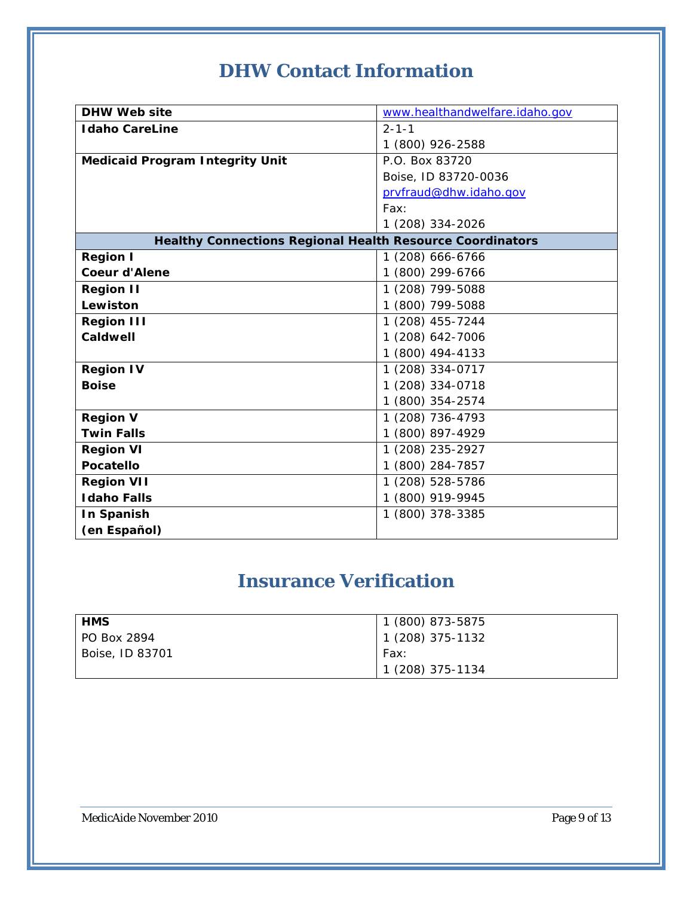# DHW Contact Information

| | |
|---|---|
| **DHW Web site** | www.healthandwelfare.idaho.gov |
| **Idaho CareLine** | 2-1-1<br>1 (800) 926-2588 |
| **Medicaid Program Integrity Unit** | P.O. Box 83720<br>Boise, ID 83720-0036<br>prvfraud@dhw.idaho.gov<br>Fax:<br>1 (208) 334-2026 |
| **Healthy Connections Regional Health Resource Coordinators** | |
| **Region I**<br>**Coeur d'Alene** | 1 (208) 666-6766<br>1 (800) 299-6766 |
| **Region II**<br>**Lewiston** | 1 (208) 799-5088<br>1 (800) 799-5088 |
| **Region III**<br>**Caldwell** | 1 (208) 455-7244<br>1 (208) 642-7006<br>1 (800) 494-4133 |
| **Region IV**<br>**Boise** | 1 (208) 334-0717<br>1 (208) 334-0718<br>1 (800) 354-2574 |
| **Region V**<br>**Twin Falls** | 1 (208) 736-4793<br>1 (800) 897-4929 |
| **Region VI**<br>**Pocatello** | 1 (208) 235-2927<br>1 (800) 284-7857 |
| **Region VII**<br>**Idaho Falls** | 1 (208) 528-5786<br>1 (800) 919-9945 |
| **In Spanish**<br>**(en Español)** | 1 (800) 378-3385 |

# Insurance Verification

| | |
|---|---|
| **HMS**<br>PO Box 2894<br>Boise, ID 83701 | 1 (800) 873-5875<br>1 (208) 375-1132<br>Fax:<br>1 (208) 375-1134 |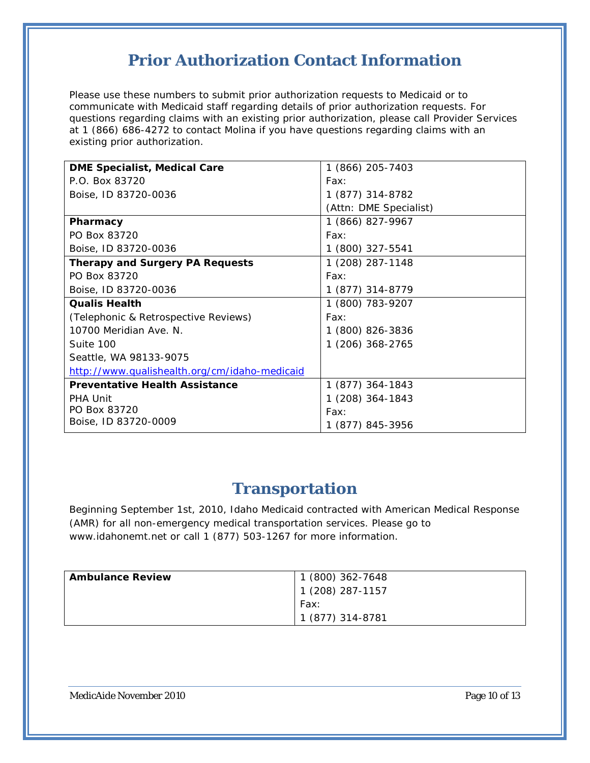# Prior Authorization Contact Information

Please use these numbers to submit prior authorization requests to Medicaid or to communicate with Medicaid staff regarding details of prior authorization requests. For questions regarding claims with an existing prior authorization, please call Provider Services at 1 (866) 686-4272 to contact Molina if you have questions regarding claims with an existing prior authorization.

| | |
|---|---|
| **DME Specialist, Medical Care**<br>P.O. Box 83720<br>Boise, ID 83720-0036 | 1 (866) 205-7403<br>Fax:<br>1 (877) 314-8782<br>(Attn: DME Specialist) |
| **Pharmacy**<br>PO Box 83720<br>Boise, ID 83720-0036 | 1 (866) 827-9967<br>Fax:<br>1 (800) 327-5541 |
| **Therapy and Surgery PA Requests**<br>PO Box 83720<br>Boise, ID 83720-0036 | 1 (208) 287-1148<br>Fax:<br>1 (877) 314-8779 |
| **Qualis Health**<br>(Telephonic & Retrospective Reviews)<br>10700 Meridian Ave. N.<br>Suite 100<br>Seattle, WA 98133-9075<br>http://www.qualishealth.org/cm/idaho-medicaid | 1 (800) 783-9207<br>Fax:<br>1 (800) 826-3836<br>1 (206) 368-2765 |
| **Preventative Health Assistance**<br>PHA Unit<br>PO Box 83720<br>Boise, ID 83720-0009 | 1 (877) 364-1843<br>1 (208) 364-1843<br>Fax:<br>1 (877) 845-3956 |

# Transportation

Beginning September 1st, 2010, Idaho Medicaid contracted with American Medical Response (AMR) for all non-emergency medical transportation services. Please go to www.idahonemt.net or call 1 (877) 503-1267 for more information.

| | |
|---|---|
| **Ambulance Review** | 1 (800) 362-7648<br>1 (208) 287-1157<br>Fax:<br>1 (877) 314-8781 |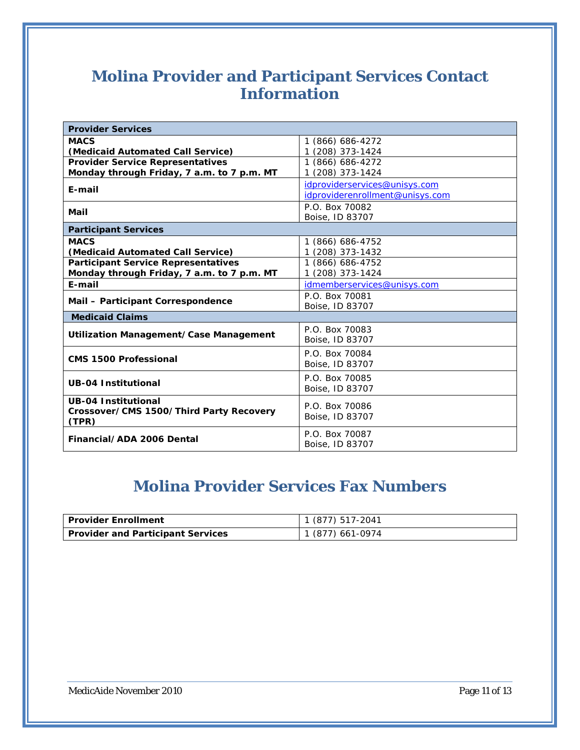# Molina Provider and Participant Services Contact Information

| **Provider Services** | |
|---|---|
| **MACS (Medicaid Automated Call Service)** | 1 (866) 686-4272<br>1 (208) 373-1424 |
| **Provider Service Representatives Monday through Friday, 7 a.m. to 7 p.m. MT** | 1 (866) 686-4272<br>1 (208) 373-1424 |
| **E-mail** | idproviderservices@unisys.com<br>idproviderenrollment@unisys.com |
| **Mail** | P.O. Box 70082<br>Boise, ID 83707 |
| **Participant Services** | |
| **MACS (Medicaid Automated Call Service)** | 1 (866) 686-4752<br>1 (208) 373-1432 |
| **Participant Service Representatives Monday through Friday, 7 a.m. to 7 p.m. MT** | 1 (866) 686-4752<br>1 (208) 373-1424 |
| **E-mail** | idmemberservices@unisys.com |
| **Mail – Participant Correspondence** | P.O. Box 70081<br>Boise, ID 83707 |
| **Medicaid Claims** | |
| **Utilization Management/Case Management** | P.O. Box 70083<br>Boise, ID 83707 |
| **CMS 1500 Professional** | P.O. Box 70084<br>Boise, ID 83707 |
| **UB-04 Institutional** | P.O. Box 70085<br>Boise, ID 83707 |
| **UB-04 Institutional Crossover/CMS 1500/Third Party Recovery (TPR)** | P.O. Box 70086<br>Boise, ID 83707 |
| **Financial/ADA 2006 Dental** | P.O. Box 70087<br>Boise, ID 83707 |

# Molina Provider Services Fax Numbers

| | |
|---|---|
| **Provider Enrollment** | 1 (877) 517-2041 |
| **Provider and Participant Services** | 1 (877) 661-0974 |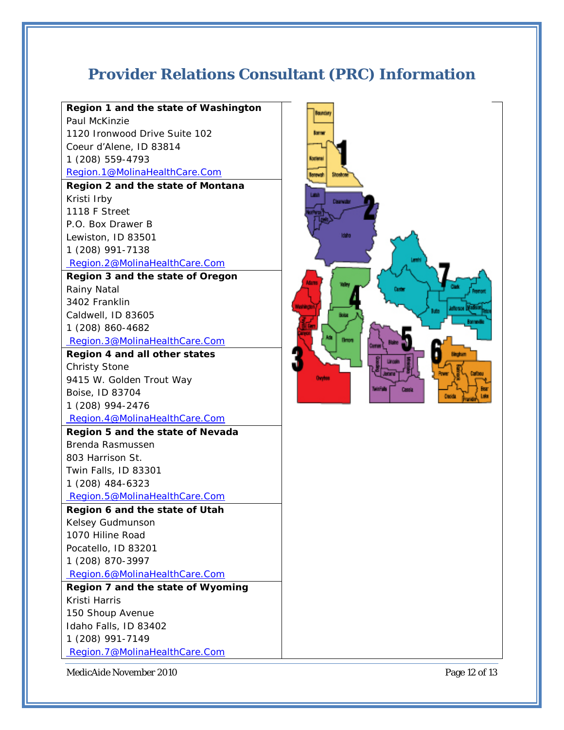# Provider Relations Consultant (PRC) Information

**Region 1 and the state of Washington**
Paul McKinzie
1120 Ironwood Drive Suite 102
Coeur d'Alene, ID 83814
1 (208) 559-4793
Region.1@MolinaHealthCare.Com

**Region 2 and the state of Montana**
Kristi Irby
1118 F Street
P.O. Box Drawer B
Lewiston, ID 83501
1 (208) 991-7138
Region.2@MolinaHealthCare.Com

**Region 3 and the state of Oregon**
Rainy Natal
3402 Franklin
Caldwell, ID 83605
1 (208) 860-4682
Region.3@MolinaHealthCare.Com

**Region 4 and all other states**
Christy Stone
9415 W. Golden Trout Way
Boise, ID 83704
1 (208) 994-2476
Region.4@MolinaHealthCare.Com

**Region 5 and the state of Nevada**
Brenda Rasmussen
803 Harrison St.
Twin Falls, ID 83301
1 (208) 484-6323
Region.5@MolinaHealthCare.Com

**Region 6 and the state of Utah**
Kelsey Gudmunson
1070 Hiline Road
Pocatello, ID 83201
1 (208) 870-3997
Region.6@MolinaHealthCare.Com

**Region 7 and the state of Wyoming**
Kristi Harris
150 Shoup Avenue
Idaho Falls, ID 83402
1 (208) 991-7149
Region.7@MolinaHealthCare.Com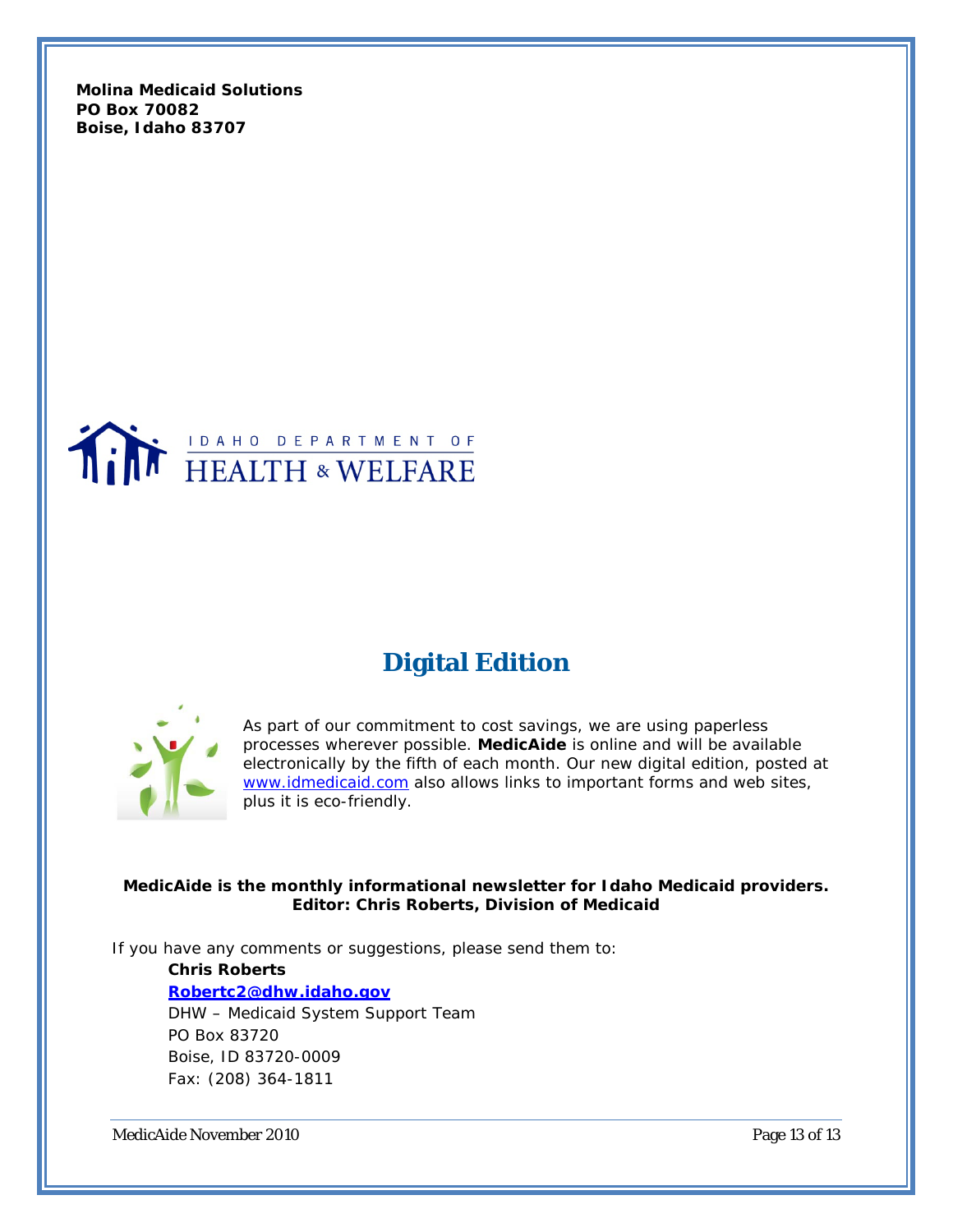**Molina Medicaid Solutions**
**PO Box 70082**
**Boise, Idaho 83707**

IDAHO DEPARTMENT OF
HEALTH & WELFARE

## Digital Edition

As part of our commitment to cost savings, we are using paperless processes wherever possible. **MedicAide** is online and will be available electronically by the fifth of each month. Our new digital edition, posted at www.idmedicaid.com also allows links to important forms and web sites, plus it is eco-friendly.

**MedicAide is the monthly informational newsletter for Idaho Medicaid providers.**
**Editor: Chris Roberts, Division of Medicaid**

If you have any comments or suggestions, please send them to:

**Chris Roberts**
**Robertc2@dhw.idaho.gov**
DHW – Medicaid System Support Team
PO Box 83720
Boise, ID 83720-0009
Fax: (208) 364-1811